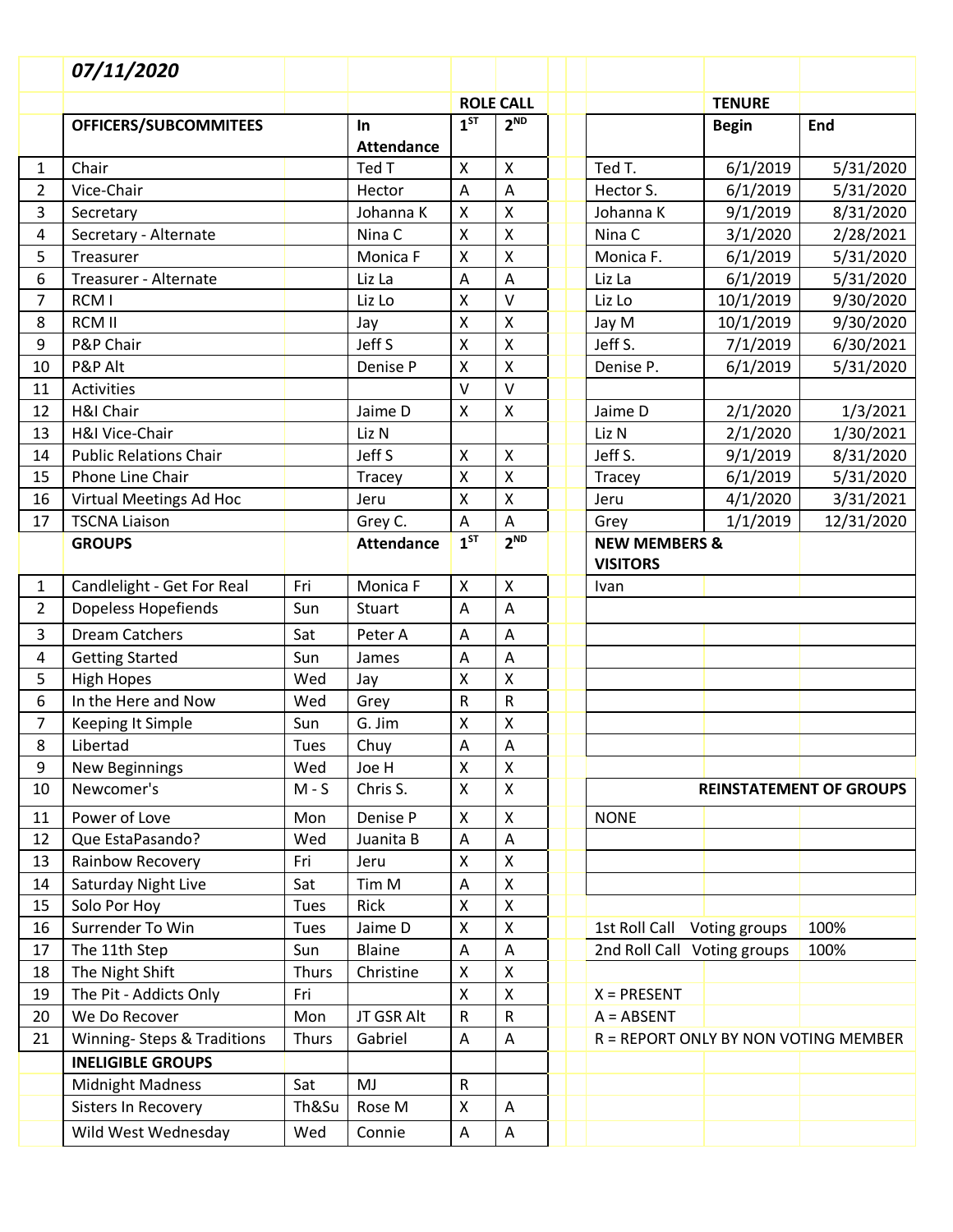***07/11/2020***

| | OFFICERS/SUBCOMMITEES | | In Attendance | ROLE CALL 1ST | 2ND | | TENURE | | |
|---|---|---|---|---|---|---|---|---|---|
| | | | | | | | | Begin | End |
| 1 | Chair | | Ted T | X | X | | Ted T. | 6/1/2019 | 5/31/2020 |
| 2 | Vice-Chair | | Hector | A | A | | Hector S. | 6/1/2019 | 5/31/2020 |
| 3 | Secretary | | Johanna K | X | X | | Johanna K | 9/1/2019 | 8/31/2020 |
| 4 | Secretary - Alternate | | Nina C | X | X | | Nina C | 3/1/2020 | 2/28/2021 |
| 5 | Treasurer | | Monica F | X | X | | Monica F. | 6/1/2019 | 5/31/2020 |
| 6 | Treasurer - Alternate | | Liz La | A | A | | Liz La | 6/1/2019 | 5/31/2020 |
| 7 | RCM I | | Liz Lo | X | V | | Liz Lo | 10/1/2019 | 9/30/2020 |
| 8 | RCM II | | Jay | X | X | | Jay M | 10/1/2019 | 9/30/2020 |
| 9 | P&P Chair | | Jeff S | X | X | | Jeff S. | 7/1/2019 | 6/30/2021 |
| 10 | P&P Alt | | Denise P | X | X | | Denise P. | 6/1/2019 | 5/31/2020 |
| 11 | Activities | | | V | V | | | | |
| 12 | H&I Chair | | Jaime D | X | X | | Jaime D | 2/1/2020 | 1/3/2021 |
| 13 | H&I Vice-Chair | | Liz N | | | | Liz N | 2/1/2020 | 1/30/2021 |
| 14 | Public Relations Chair | | Jeff S | X | X | | Jeff S. | 9/1/2019 | 8/31/2020 |
| 15 | Phone Line Chair | | Tracey | X | X | | Tracey | 6/1/2019 | 5/31/2020 |
| 16 | Virtual Meetings Ad Hoc | | Jeru | X | X | | Jeru | 4/1/2020 | 3/31/2021 |
| 17 | TSCNA Liaison | | Grey C. | A | A | | Grey | 1/1/2019 | 12/31/2020 |
| | **GROUPS** | | **Attendance** | **1ST** | **2ND** | | **NEW MEMBERS & VISITORS** | | |
| 1 | Candlelight - Get For Real | Fri | Monica F | X | X | | Ivan | | |
| 2 | Dopeless Hopefiends | Sun | Stuart | A | A | | | | |
| 3 | Dream Catchers | Sat | Peter A | A | A | | | | |
| 4 | Getting Started | Sun | James | A | A | | | | |
| 5 | High Hopes | Wed | Jay | X | X | | | | |
| 6 | In the Here and Now | Wed | Grey | R | R | | | | |
| 7 | Keeping It Simple | Sun | G. Jim | X | X | | | | |
| 8 | Libertad | Tues | Chuy | A | A | | | | |
| 9 | New Beginnings | Wed | Joe H | X | X | | | | |
| 10 | Newcomer's | M - S | Chris S. | X | X | | | | **REINSTATEMENT OF GROUPS** |
| 11 | Power of Love | Mon | Denise P | X | X | | NONE | | |
| 12 | Que EstaPasando? | Wed | Juanita B | A | A | | | | |
| 13 | Rainbow Recovery | Fri | Jeru | X | X | | | | |
| 14 | Saturday Night Live | Sat | Tim M | A | X | | | | |
| 15 | Solo Por Hoy | Tues | Rick | X | X | | | | |
| 16 | Surrender To Win | Tues | Jaime D | X | X | | 1st Roll Call | Voting groups | 100% |
| 17 | The 11th Step | Sun | Blaine | A | A | | 2nd Roll Call | Voting groups | 100% |
| 18 | The Night Shift | Thurs | Christine | X | X | | | | |
| 19 | The Pit - Addicts Only | Fri | | X | X | | X = PRESENT | | |
| 20 | We Do Recover | Mon | JT GSR Alt | R | R | | A = ABSENT | | |
| 21 | Winning- Steps & Traditions | Thurs | Gabriel | A | A | | R = REPORT ONLY BY NON VOTING MEMBER | | |
| | **INELIGIBLE GROUPS** | | | | | | | | |
| | Midnight Madness | Sat | MJ | R | | | | | |
| | Sisters In Recovery | Th&Su | Rose M | X | A | | | | |
| | Wild West Wednesday | Wed | Connie | A | A | | | | |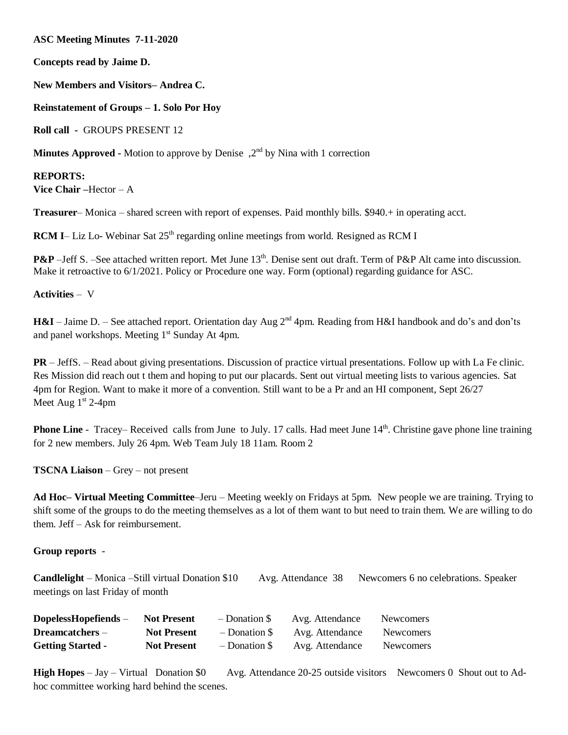**ASC Meeting Minutes 7-11-2020**

**Concepts read by Jaime D.**

**New Members and Visitors– Andrea C.**

**Reinstatement of Groups – 1. Solo Por Hoy**

**Roll call -** GROUPS PRESENT 12

**Minutes Approved -** Motion to approve by Denise ,2nd by Nina with 1 correction

**REPORTS:**

**Vice Chair –**Hector – A

**Treasurer**– Monica – shared screen with report of expenses. Paid monthly bills. $940.+ in operating acct.

**RCM I**– Liz Lo- Webinar Sat 25th regarding online meetings from world. Resigned as RCM I

**P&P** –Jeff S. –See attached written report. Met June 13th. Denise sent out draft. Term of P&P Alt came into discussion. Make it retroactive to 6/1/2021. Policy or Procedure one way. Form (optional) regarding guidance for ASC.

**Activities** – V

**H&I** – Jaime D. – See attached report. Orientation day Aug 2nd 4pm. Reading from H&I handbook and do's and don'ts and panel workshops. Meeting 1st Sunday At 4pm.

**PR** – JeffS. – Read about giving presentations. Discussion of practice virtual presentations. Follow up with La Fe clinic. Res Mission did reach out t them and hoping to put our placards. Sent out virtual meeting lists to various agencies. Sat 4pm for Region. Want to make it more of a convention. Still want to be a Pr and an HI component, Sept 26/27 Meet Aug 1st 2-4pm

**Phone Line** - Tracey– Received calls from June to July. 17 calls. Had meet June 14th. Christine gave phone line training for 2 new members. July 26 4pm. Web Team July 18 11am. Room 2

**TSCNA Liaison** – Grey – not present

**Ad Hoc– Virtual Meeting Committee**–Jeru – Meeting weekly on Fridays at 5pm. New people we are training. Trying to shift some of the groups to do the meeting themselves as a lot of them want to but need to train them. We are willing to do them. Jeff – Ask for reimbursement.

**Group reports** -

**Candlelight** – Monica –Still virtual Donation $10 Avg. Attendance 38 Newcomers 6 no celebrations. Speaker meetings on last Friday of month

| | | | | |
|---|---|---|---|---|
| **DopelessHopefiends** – | **Not Present** | – Donation $ | Avg. Attendance | Newcomers |
| **Dreamcatchers** – | **Not Present** | – Donation $ | Avg. Attendance | Newcomers |
| **Getting Started -** | **Not Present** | – Donation $ | Avg. Attendance | Newcomers |

**High Hopes** – Jay – Virtual Donation $0 Avg. Attendance 20-25 outside visitors Newcomers 0 Shout out to Ad-hoc committee working hard behind the scenes.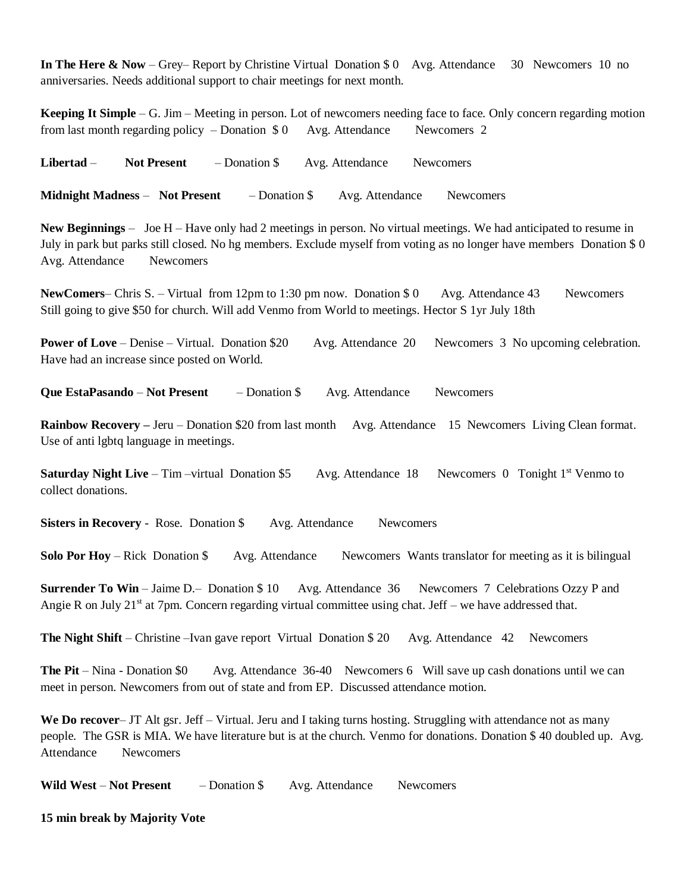**In The Here & Now** – Grey– Report by Christine Virtual Donation $ 0 Avg. Attendance 30 Newcomers 10 no anniversaries. Needs additional support to chair meetings for next month.

**Keeping It Simple** – G. Jim – Meeting in person. Lot of newcomers needing face to face. Only concern regarding motion from last month regarding policy – Donation $ 0 Avg. Attendance Newcomers 2

**Libertad** – **Not Present** – Donation $ Avg. Attendance Newcomers

**Midnight Madness** – **Not Present** – Donation $ Avg. Attendance Newcomers

**New Beginnings** – Joe H – Have only had 2 meetings in person. No virtual meetings. We had anticipated to resume in July in park but parks still closed. No hg members. Exclude myself from voting as no longer have members Donation $ 0 Avg. Attendance Newcomers

**NewComers**– Chris S. – Virtual from 12pm to 1:30 pm now. Donation $ 0 Avg. Attendance 43 Newcomers Still going to give $50 for church. Will add Venmo from World to meetings. Hector S 1yr July 18th

**Power of Love** – Denise – Virtual. Donation $20 Avg. Attendance 20 Newcomers 3 No upcoming celebration. Have had an increase since posted on World.

**Que EstaPasando** – **Not Present** – Donation $ Avg. Attendance Newcomers

**Rainbow Recovery –** Jeru – Donation $20 from last month Avg. Attendance 15 Newcomers Living Clean format. Use of anti lgbtq language in meetings.

**Saturday Night Live** – Tim –virtual Donation $5 Avg. Attendance 18 Newcomers 0 Tonight 1st Venmo to collect donations.

**Sisters in Recovery** - Rose. Donation $ Avg. Attendance Newcomers

**Solo Por Hoy** – Rick Donation $ Avg. Attendance Newcomers Wants translator for meeting as it is bilingual

**Surrender To Win** – Jaime D.– Donation $ 10 Avg. Attendance 36 Newcomers 7 Celebrations Ozzy P and Angie R on July 21st at 7pm. Concern regarding virtual committee using chat. Jeff – we have addressed that.

**The Night Shift** – Christine –Ivan gave report Virtual Donation $ 20 Avg. Attendance 42 Newcomers

**The Pit** – Nina - Donation $0 Avg. Attendance 36-40 Newcomers 6 Will save up cash donations until we can meet in person. Newcomers from out of state and from EP. Discussed attendance motion.

**We Do recover**– JT Alt gsr. Jeff – Virtual. Jeru and I taking turns hosting. Struggling with attendance not as many people. The GSR is MIA. We have literature but is at the church. Venmo for donations. Donation $ 40 doubled up. Avg. Attendance Newcomers

**Wild West** – **Not Present** – Donation $ Avg. Attendance Newcomers

**15 min break by Majority Vote**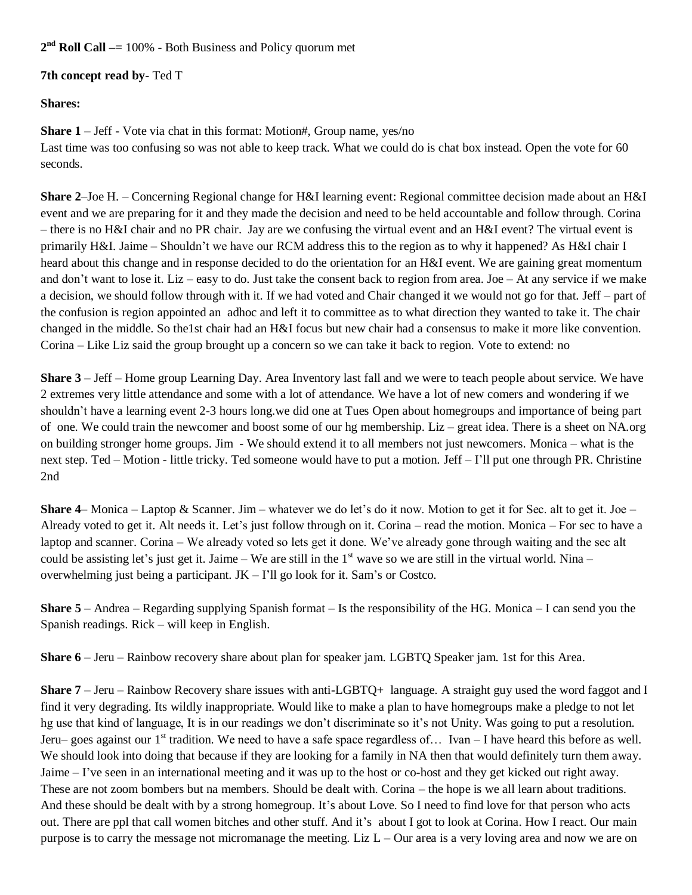**2nd Roll Call** –= 100% - Both Business and Policy quorum met

**7th concept read by**- Ted T

**Shares:**

**Share 1** – Jeff - Vote via chat in this format: Motion#, Group name, yes/no
Last time was too confusing so was not able to keep track. What we could do is chat box instead. Open the vote for 60 seconds.

**Share 2**–Joe H. – Concerning Regional change for H&I learning event: Regional committee decision made about an H&I event and we are preparing for it and they made the decision and need to be held accountable and follow through. Corina – there is no H&I chair and no PR chair. Jay are we confusing the virtual event and an H&I event? The virtual event is primarily H&I. Jaime – Shouldn't we have our RCM address this to the region as to why it happened? As H&I chair I heard about this change and in response decided to do the orientation for an H&I event. We are gaining great momentum and don't want to lose it. Liz – easy to do. Just take the consent back to region from area. Joe – At any service if we make a decision, we should follow through with it. If we had voted and Chair changed it we would not go for that. Jeff – part of the confusion is region appointed an adhoc and left it to committee as to what direction they wanted to take it. The chair changed in the middle. So the1st chair had an H&I focus but new chair had a consensus to make it more like convention. Corina – Like Liz said the group brought up a concern so we can take it back to region. Vote to extend: no

**Share 3** – Jeff – Home group Learning Day. Area Inventory last fall and we were to teach people about service. We have 2 extremes very little attendance and some with a lot of attendance. We have a lot of new comers and wondering if we shouldn't have a learning event 2-3 hours long.we did one at Tues Open about homegroups and importance of being part of one. We could train the newcomer and boost some of our hg membership. Liz – great idea. There is a sheet on NA.org on building stronger home groups. Jim - We should extend it to all members not just newcomers. Monica – what is the next step. Ted – Motion - little tricky. Ted someone would have to put a motion. Jeff – I'll put one through PR. Christine 2nd

**Share 4**– Monica – Laptop & Scanner. Jim – whatever we do let's do it now. Motion to get it for Sec. alt to get it. Joe – Already voted to get it. Alt needs it. Let's just follow through on it. Corina – read the motion. Monica – For sec to have a laptop and scanner. Corina – We already voted so lets get it done. We've already gone through waiting and the sec alt could be assisting let's just get it. Jaime – We are still in the 1st wave so we are still in the virtual world. Nina – overwhelming just being a participant. JK – I'll go look for it. Sam's or Costco.

**Share 5** – Andrea – Regarding supplying Spanish format – Is the responsibility of the HG. Monica – I can send you the Spanish readings. Rick – will keep in English.

**Share 6** – Jeru – Rainbow recovery share about plan for speaker jam. LGBTQ Speaker jam. 1st for this Area.

**Share 7** – Jeru – Rainbow Recovery share issues with anti-LGBTQ+ language. A straight guy used the word faggot and I find it very degrading. Its wildly inappropriate. Would like to make a plan to have homegroups make a pledge to not let hg use that kind of language, It is in our readings we don't discriminate so it's not Unity. Was going to put a resolution. Jeru– goes against our 1st tradition. We need to have a safe space regardless of… Ivan – I have heard this before as well. We should look into doing that because if they are looking for a family in NA then that would definitely turn them away. Jaime – I've seen in an international meeting and it was up to the host or co-host and they get kicked out right away. These are not zoom bombers but na members. Should be dealt with. Corina – the hope is we all learn about traditions. And these should be dealt with by a strong homegroup. It's about Love. So I need to find love for that person who acts out. There are ppl that call women bitches and other stuff. And it's about I got to look at Corina. How I react. Our main purpose is to carry the message not micromanage the meeting. Liz L – Our area is a very loving area and now we are on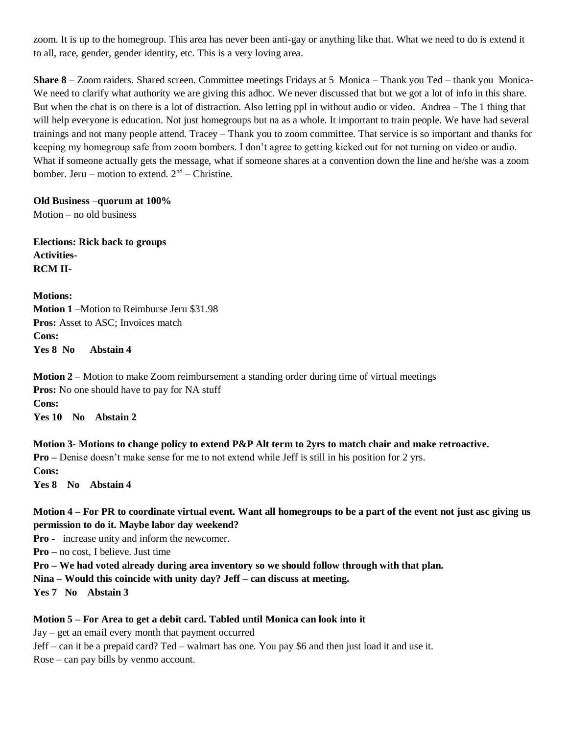zoom. It is up to the homegroup. This area has never been anti-gay or anything like that. What we need to do is extend it to all, race, gender, gender identity, etc. This is a very loving area.

**Share 8** – Zoom raiders. Shared screen. Committee meetings Fridays at 5 Monica – Thank you Ted – thank you Monica- We need to clarify what authority we are giving this adhoc. We never discussed that but we got a lot of info in this share. But when the chat is on there is a lot of distraction. Also letting ppl in without audio or video. Andrea – The 1 thing that will help everyone is education. Not just homegroups but na as a whole. It important to train people. We have had several trainings and not many people attend. Tracey – Thank you to zoom committee. That service is so important and thanks for keeping my homegroup safe from zoom bombers. I don't agree to getting kicked out for not turning on video or audio. What if someone actually gets the message, what if someone shares at a convention down the line and he/she was a zoom bomber. Jeru – motion to extend. 2nd – Christine.

**Old Business** –**quorum at 100%**
Motion – no old business

**Elections: Rick back to groups**
**Activities-**
**RCM II-**

**Motions:**
**Motion 1** –Motion to Reimburse Jeru $31.98
**Pros:** Asset to ASC; Invoices match
**Cons:**
**Yes 8 No Abstain 4**

**Motion 2** – Motion to make Zoom reimbursement a standing order during time of virtual meetings
**Pros:** No one should have to pay for NA stuff
**Cons:**
**Yes 10 No Abstain 2**

**Motion 3- Motions to change policy to extend P&P Alt term to 2yrs to match chair and make retroactive.**
**Pro –** Denise doesn't make sense for me to not extend while Jeff is still in his position for 2 yrs.
**Cons:**
**Yes 8 No Abstain 4**

**Motion 4 – For PR to coordinate virtual event. Want all homegroups to be a part of the event not just asc giving us permission to do it. Maybe labor day weekend?**
**Pro -** increase unity and inform the newcomer.
**Pro –** no cost, I believe. Just time
**Pro – We had voted already during area inventory so we should follow through with that plan.**
**Nina – Would this coincide with unity day? Jeff – can discuss at meeting.**
**Yes 7 No Abstain 3**

**Motion 5 – For Area to get a debit card. Tabled until Monica can look into it**
Jay – get an email every month that payment occurred
Jeff – can it be a prepaid card? Ted – walmart has one. You pay $6 and then just load it and use it.
Rose – can pay bills by venmo account.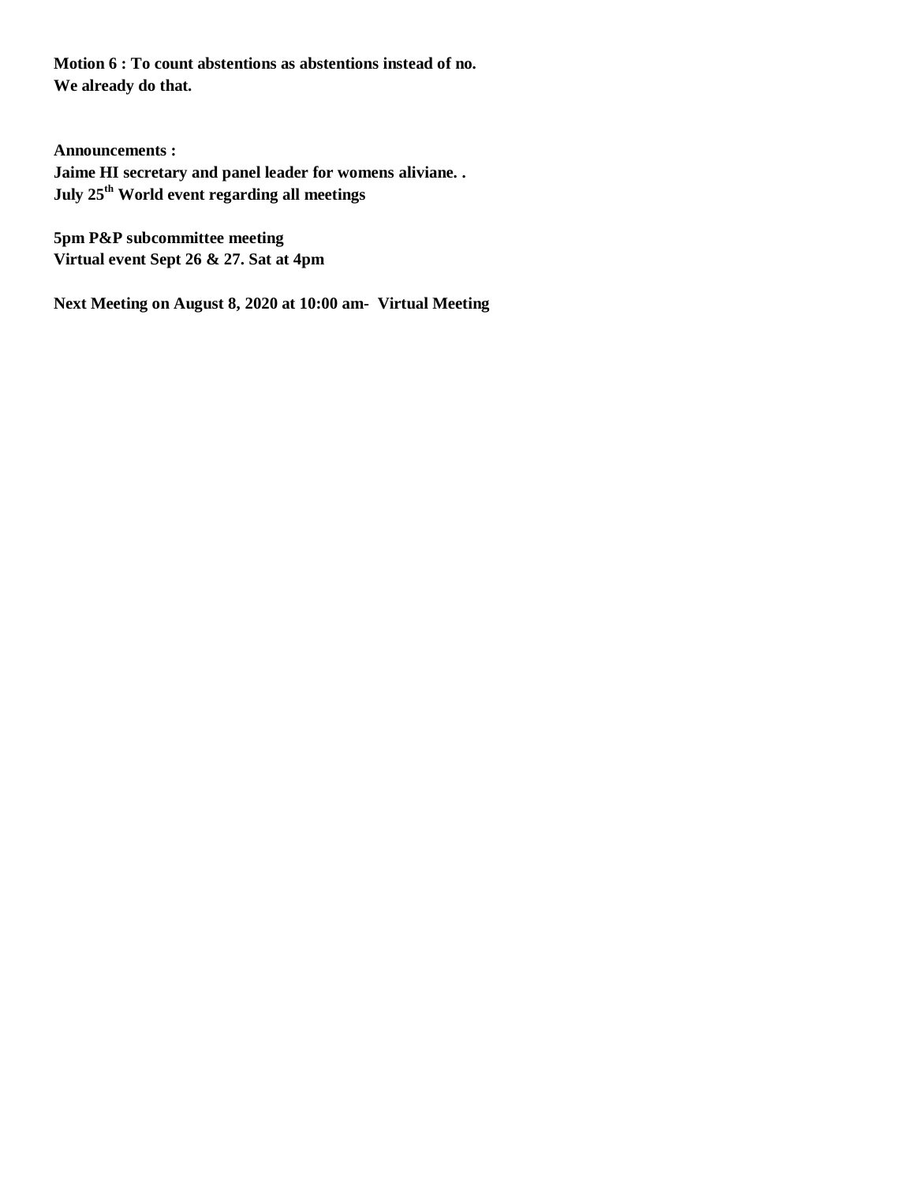**Motion 6 : To count abstentions as abstentions instead of no.**
**We already do that.**

**Announcements :**
**Jaime HI secretary and panel leader for womens aliviane. .**
**July 25th World event regarding all meetings**

**5pm P&P subcommittee meeting**
**Virtual event Sept 26 & 27. Sat at 4pm**

**Next Meeting on August 8, 2020 at 10:00 am- Virtual Meeting**